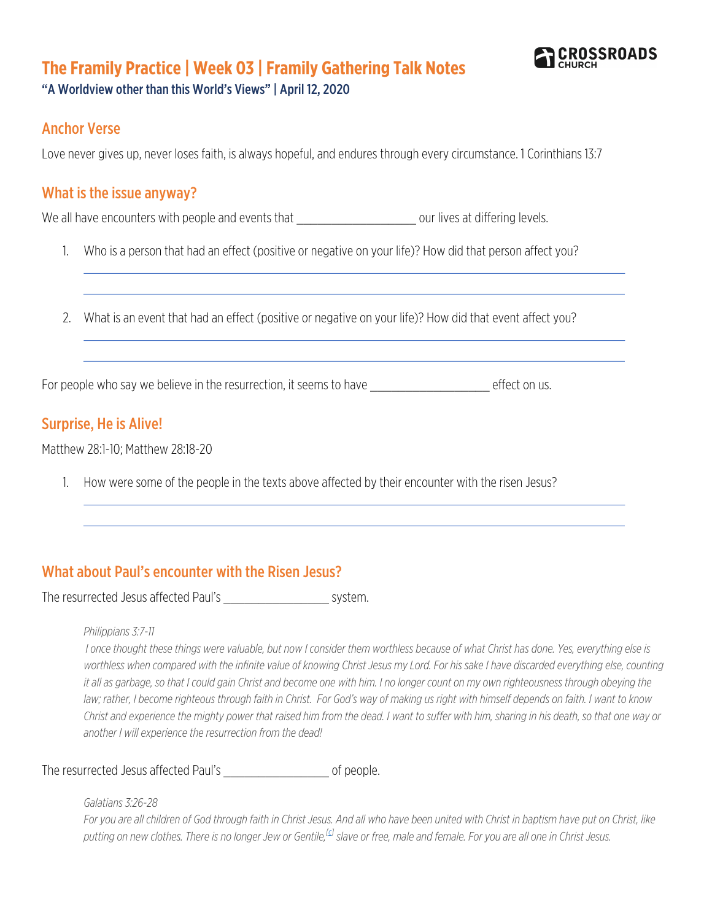# The Framily Practice | Week 03 | Framily Gathering Talk Notes

**"A Worldview other than this World's Views" | April 12, 2020**

## Anchor Verse

Love never gives up, never loses faith, is always hopeful, and endures through every circumstance. 1 Corinthians 13:7

## What is the issue anyway?

We all have encounters with people and events that ___________________ our lives at differing levels.

1. Who is a person that had an effect (positive or negative on your life)? How did that person affect you?

   ________________________________________________________________________________

   ________________________________________________________________________________

2. What is an event that had an effect (positive or negative on your life)? How did that event affect you?

   ________________________________________________________________________________

   ________________________________________________________________________________

For people who say we believe in the resurrection, it seems to have ___________________ effect on us.

## Surprise, He is Alive!

Matthew 28:1-10; Matthew 28:18-20

1. How were some of the people in the texts above affected by their encounter with the risen Jesus?

   ________________________________________________________________________________

   ________________________________________________________________________________

## What about Paul's encounter with the Risen Jesus?

The resurrected Jesus affected Paul's _________________ system.

> *Philippians 3:7-11*
>
> *I once thought these things were valuable, but now I consider them worthless because of what Christ has done. Yes, everything else is worthless when compared with the infinite value of knowing Christ Jesus my Lord. For his sake I have discarded everything else, counting it all as garbage, so that I could gain Christ and become one with him. I no longer count on my own righteousness through obeying the law; rather, I become righteous through faith in Christ. For God's way of making us right with himself depends on faith. I want to know Christ and experience the mighty power that raised him from the dead. I want to suffer with him, sharing in his death, so that one way or another I will experience the resurrection from the dead!*

The resurrected Jesus affected Paul's _________________ of people.

> *Galatians 3:26-28*
>
> *For you are all children of God through faith in Christ Jesus. And all who have been united with Christ in baptism have put on Christ, like putting on new clothes. There is no longer Jew or Gentile,[c] slave or free, male and female. For you are all one in Christ Jesus.*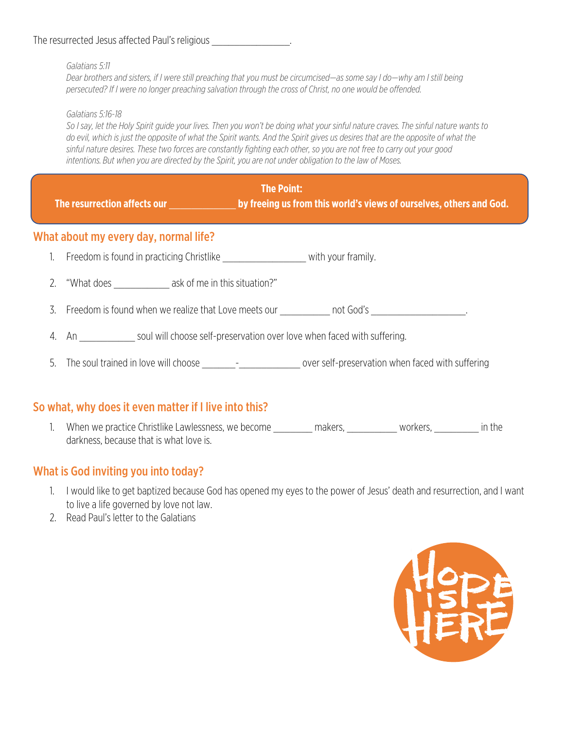The resurrected Jesus affected Paul's religious _______________.

*Galatians 5:11*
*Dear brothers and sisters, if I were still preaching that you must be circumcised—as some say I do—why am I still being persecuted? If I were no longer preaching salvation through the cross of Christ, no one would be offended.*

*Galatians 5:16-18*
*So I say, let the Holy Spirit guide your lives. Then you won't be doing what your sinful nature craves. The sinful nature wants to do evil, which is just the opposite of what the Spirit wants. And the Spirit gives us desires that are the opposite of what the sinful nature desires. These two forces are constantly fighting each other, so you are not free to carry out your good intentions. But when you are directed by the Spirit, you are not under obligation to the law of Moses.*

**The Point:**
**The resurrection affects our _____________ by freeing us from this world's views of ourselves, others and God.**

## What about my every day, normal life?

1. Freedom is found in practicing Christlike ________________ with your framily.
2. "What does ___________ ask of me in this situation?"
3. Freedom is found when we realize that Love meets our __________ not God's __________________.
4. An ___________ soul will choose self-preservation over love when faced with suffering.
5. The soul trained in love will choose _______-____________ over self-preservation when faced with suffering

## So what, why does it even matter if I live into this?

1. When we practice Christlike Lawlessness, we become ________ makers, __________ workers, _________ in the darkness, because that is what love is.

## What is God inviting you into today?

1. I would like to get baptized because God has opened my eyes to the power of Jesus' death and resurrection, and I want to live a life governed by love not law.
2. Read Paul's letter to the Galatians

HOPE IS HERE